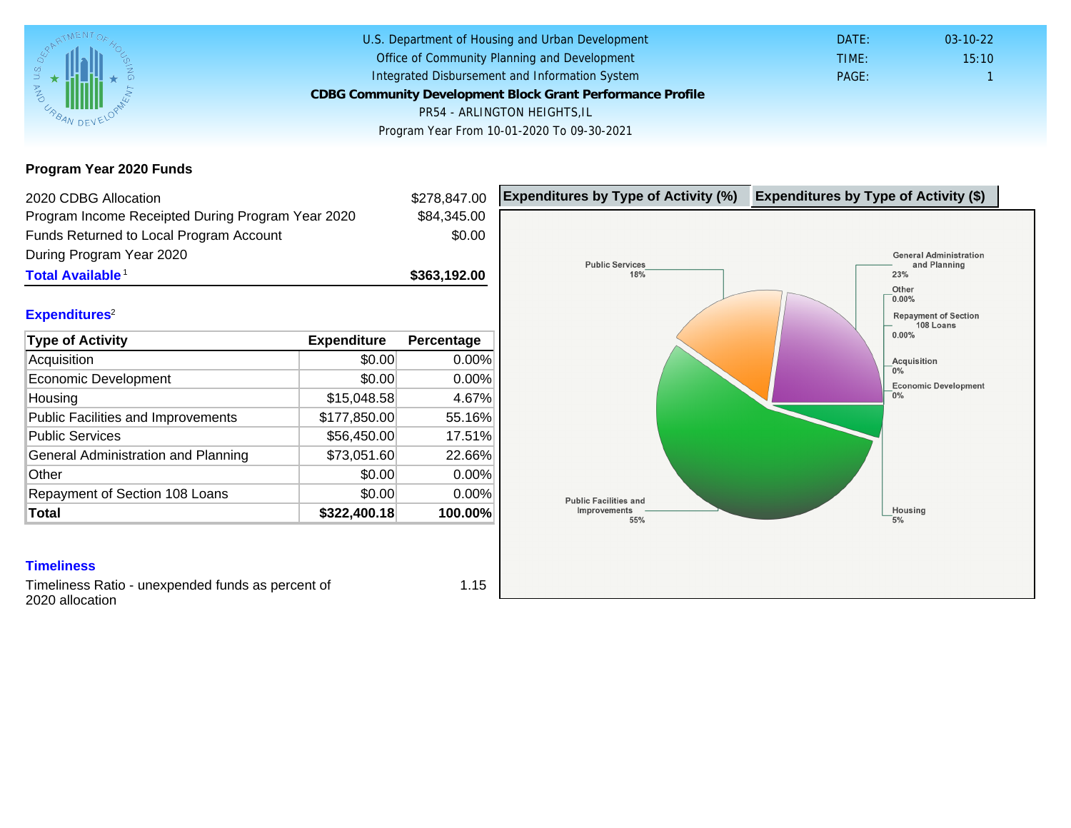U.S. Department of Housing and Urban Development
Office of Community Planning and Development
Integrated Disbursement and Information System

**CDBG Community Development Block Grant Performance Profile**

PR54 - ARLINGTON HEIGHTS,IL

Program Year From 10-01-2020 To 09-30-2021

DATE: 03-10-22
TIME: 15:10
PAGE: 1

## Program Year 2020 Funds

| | |
|---|---|
| 2020 CDBG Allocation | $278,847.00 |
| Program Income Receipted During Program Year 2020 | $84,345.00 |
| Funds Returned to Local Program Account During Program Year 2020 | $0.00 |
| **Total Available**[1] | **$363,192.00** |

### Expenditures[2]

| Type of Activity | Expenditure | Percentage |
|---|---|---|
| Acquisition | $0.00 | 0.00% |
| Economic Development | $0.00 | 0.00% |
| Housing | $15,048.58 | 4.67% |
| Public Facilities and Improvements | $177,850.00 | 55.16% |
| Public Services | $56,450.00 | 17.51% |
| General Administration and Planning | $73,051.60 | 22.66% |
| Other | $0.00 | 0.00% |
| Repayment of Section 108 Loans | $0.00 | 0.00% |
| **Total** | **$322,400.18** | **100.00%** |

**Expenditures by Type of Activity (%)** | **Expenditures by Type of Activity ($)**

Public Services 18%
General Administration and Planning 23%
Other 0.00%
Repayment of Section 108 Loans 0.00%
Acquisition 0%
Economic Development 0%
Public Facilities and Improvements 55%
Housing 5%

### Timeliness

| | |
|---|---|
| Timeliness Ratio - unexpended funds as percent of 2020 allocation | 1.15 |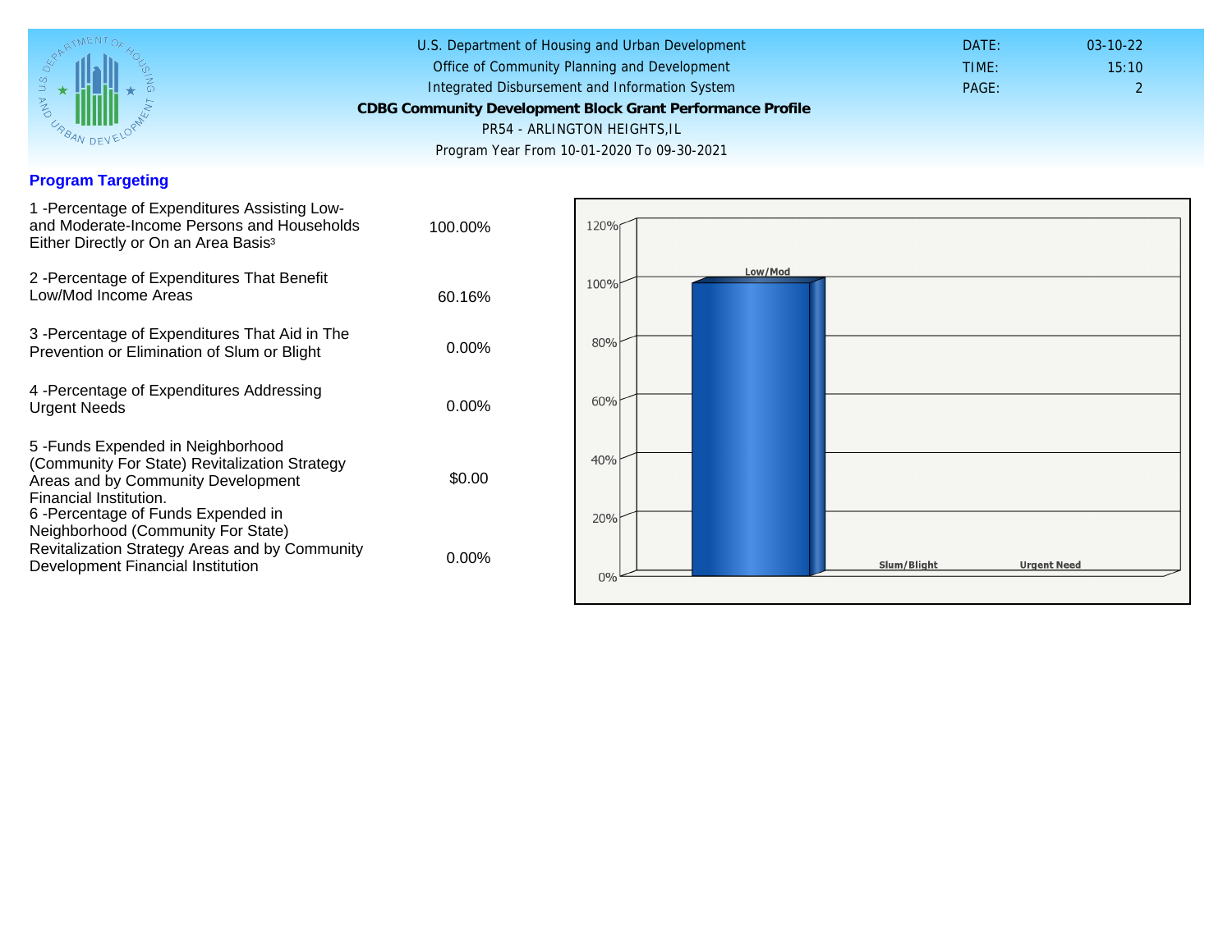U.S. Department of Housing and Urban Development
Office of Community Planning and Development
Integrated Disbursement and Information System
**CDBG Community Development Block Grant Performance Profile**
PR54 - ARLINGTON HEIGHTS,IL
Program Year From 10-01-2020 To 09-30-2021

DATE: 03-10-22
TIME: 15:10

## Program Targeting

| | |
|---|---|
| 1 -Percentage of Expenditures Assisting Low- and Moderate-Income Persons and Households Either Directly or On an Area Basis[3] | 100.00% |
| 2 -Percentage of Expenditures That Benefit Low/Mod Income Areas | 60.16% |
| 3 -Percentage of Expenditures That Aid in The Prevention or Elimination of Slum or Blight | 0.00% |
| 4 -Percentage of Expenditures Addressing Urgent Needs | 0.00% |
| 5 -Funds Expended in Neighborhood (Community For State) Revitalization Strategy Areas and by Community Development Financial Institution. | $0.00 |
| 6 -Percentage of Funds Expended in Neighborhood (Community For State) Revitalization Strategy Areas and by Community Development Financial Institution | 0.00% |

| | Low/Mod | Slum/Blight | Urgent Need |
|---|---|---|---|
| Percentage | 100% | 0% | 0% |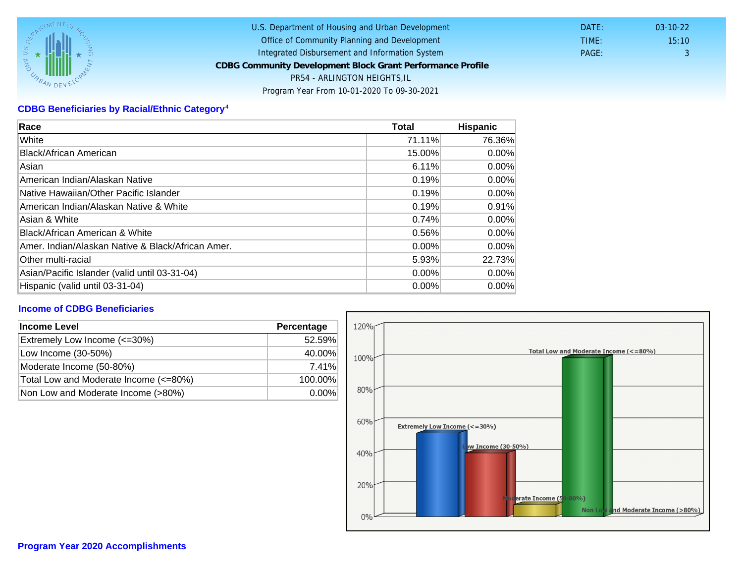U.S. Department of Housing and Urban Development
Office of Community Planning and Development
Integrated Disbursement and Information System
**CDBG Community Development Block Grant Performance Profile**
PR54 - ARLINGTON HEIGHTS,IL
Program Year From 10-01-2020 To 09-30-2021

DATE: 03-10-22
TIME: 15:10
PAGE: 3

## CDBG Beneficiaries by Racial/Ethnic Category[4]

| Race | Total | Hispanic |
|---|---|---|
| White | 71.11% | 76.36% |
| Black/African American | 15.00% | 0.00% |
| Asian | 6.11% | 0.00% |
| American Indian/Alaskan Native | 0.19% | 0.00% |
| Native Hawaiian/Other Pacific Islander | 0.19% | 0.00% |
| American Indian/Alaskan Native & White | 0.19% | 0.91% |
| Asian & White | 0.74% | 0.00% |
| Black/African American & White | 0.56% | 0.00% |
| Amer. Indian/Alaskan Native & Black/African Amer. | 0.00% | 0.00% |
| Other multi-racial | 5.93% | 22.73% |
| Asian/Pacific Islander (valid until 03-31-04) | 0.00% | 0.00% |
| Hispanic (valid until 03-31-04) | 0.00% | 0.00% |

## Income of CDBG Beneficiaries

| Income Level | Percentage |
|---|---|
| Extremely Low Income (<=30%) | 52.59% |
| Low Income (30-50%) | 40.00% |
| Moderate Income (50-80%) | 7.41% |
| Total Low and Moderate Income (<=80%) | 100.00% |
| Non Low and Moderate Income (>80%) | 0.00% |

## Program Year 2020 Accomplishments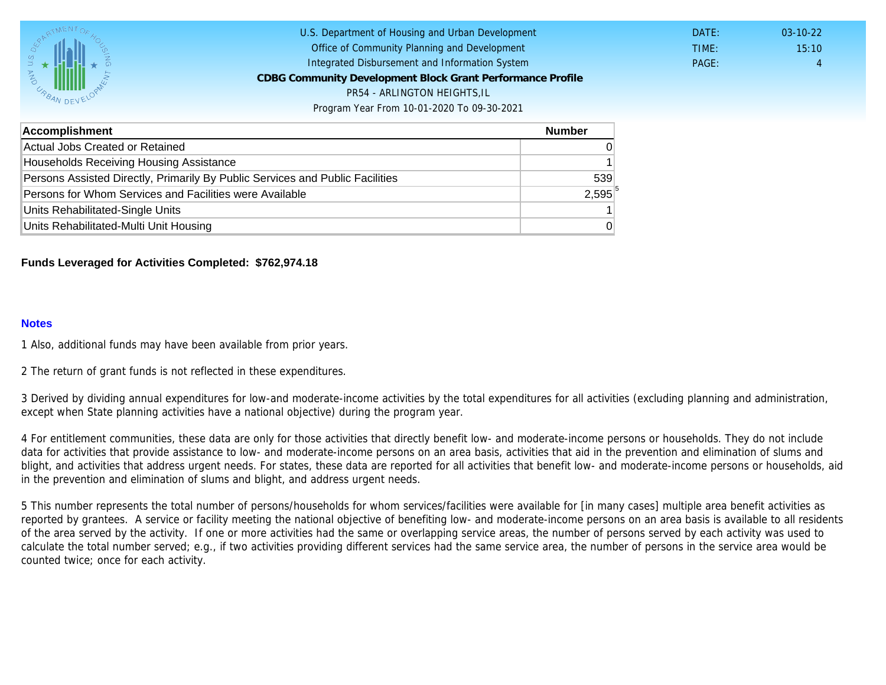U.S. Department of Housing and Urban Development
Office of Community Planning and Development
Integrated Disbursement and Information System

**CDBG Community Development Block Grant Performance Profile**

PR54 - ARLINGTON HEIGHTS,IL

Program Year From 10-01-2020 To 09-30-2021

DATE: 03-10-22
TIME: 15:10

| Accomplishment | Number |
|---|---|
| Actual Jobs Created or Retained | 0 |
| Households Receiving Housing Assistance | 1 |
| Persons Assisted Directly, Primarily By Public Services and Public Facilities | 539 |
| Persons for Whom Services and Facilities were Available | 2,595 [5] |
| Units Rehabilitated-Single Units | 1 |
| Units Rehabilitated-Multi Unit Housing | 0 |

**Funds Leveraged for Activities Completed: $762,974.18**

## Notes

1 Also, additional funds may have been available from prior years.

2 The return of grant funds is not reflected in these expenditures.

3 Derived by dividing annual expenditures for low-and moderate-income activities by the total expenditures for all activities (excluding planning and administration, except when State planning activities have a national objective) during the program year.

4 For entitlement communities, these data are only for those activities that directly benefit low- and moderate-income persons or households. They do not include data for activities that provide assistance to low- and moderate-income persons on an area basis, activities that aid in the prevention and elimination of slums and blight, and activities that address urgent needs. For states, these data are reported for all activities that benefit low- and moderate-income persons or households, aid in the prevention and elimination of slums and blight, and address urgent needs.

5 This number represents the total number of persons/households for whom services/facilities were available for [in many cases] multiple area benefit activities as reported by grantees. A service or facility meeting the national objective of benefiting low- and moderate-income persons on an area basis is available to all residents of the area served by the activity. If one or more activities had the same or overlapping service areas, the number of persons served by each activity was used to calculate the total number served; e.g., if two activities providing different services had the same service area, the number of persons in the service area would be counted twice; once for each activity.